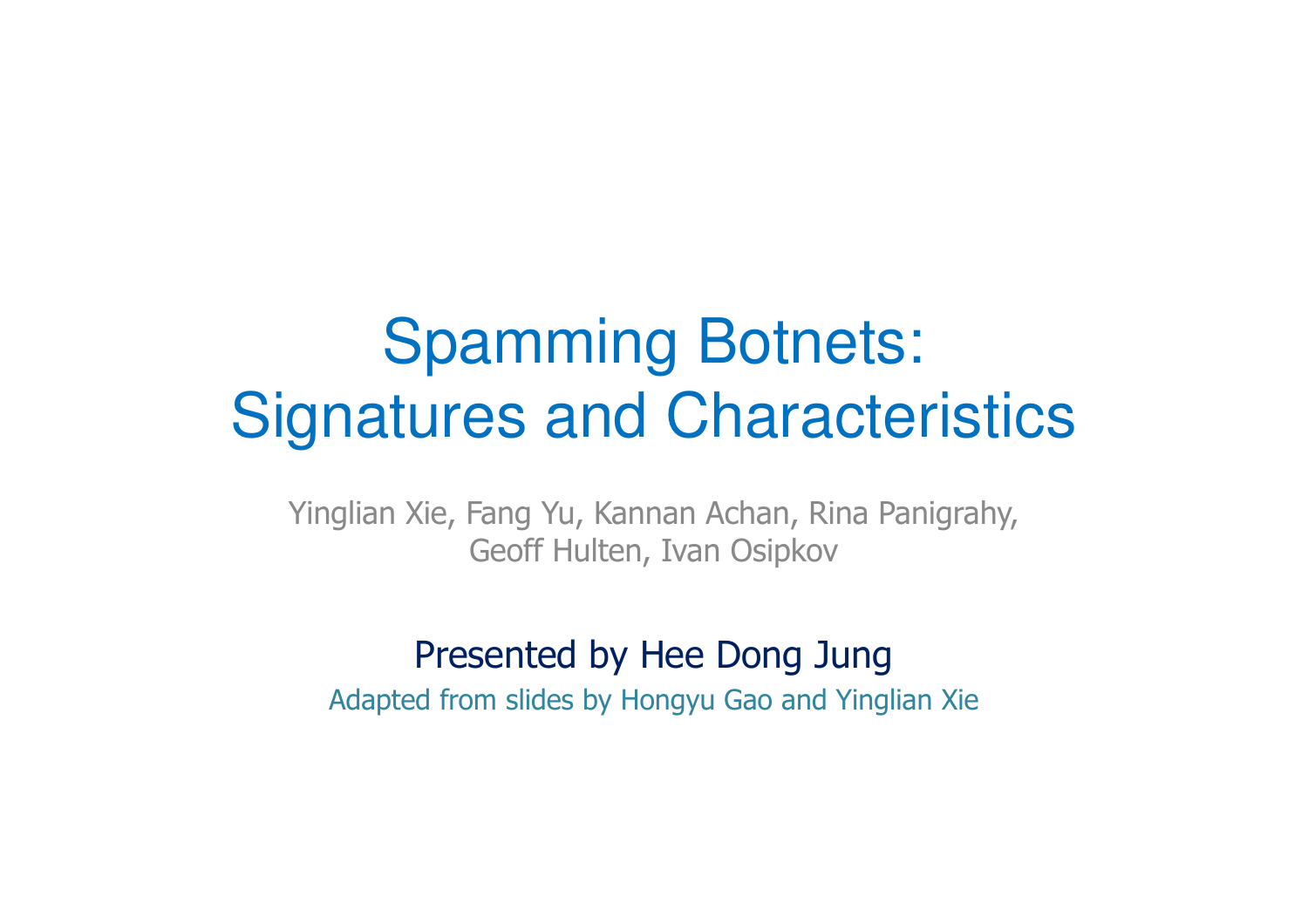# Spamming Botnets: Signatures and Characteristics

Yinglian Xie, Fang Yu, Kannan Achan, Rina Panigrahy, Geoff Hulten, Ivan Osipkov

Presented by Hee Dong Jung

Adapted from slides by Hongyu Gao and Yinglian Xie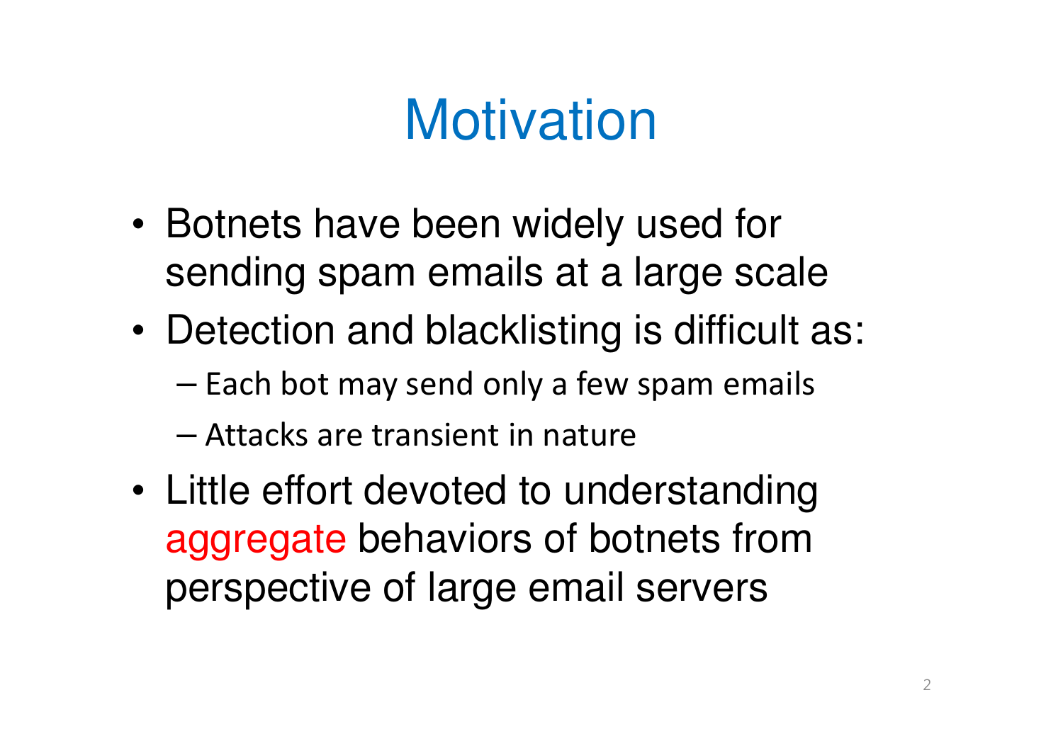# Motivation

- Botnets have been widely used for sending spam emails at a large scale
- Detection and blacklisting is difficult as:
  - Each bot may send only a few spam emails
  - Attacks are transient in nature
- Little effort devoted to understanding aggregate behaviors of botnets from perspective of large email servers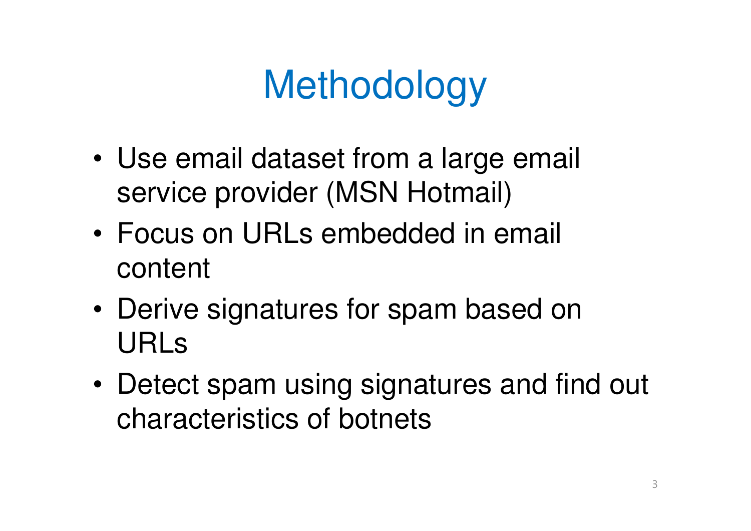# Methodology

- Use email dataset from a large email service provider (MSN Hotmail)
- Focus on URLs embedded in email content
- Derive signatures for spam based on URLs
- Detect spam using signatures and find out characteristics of botnets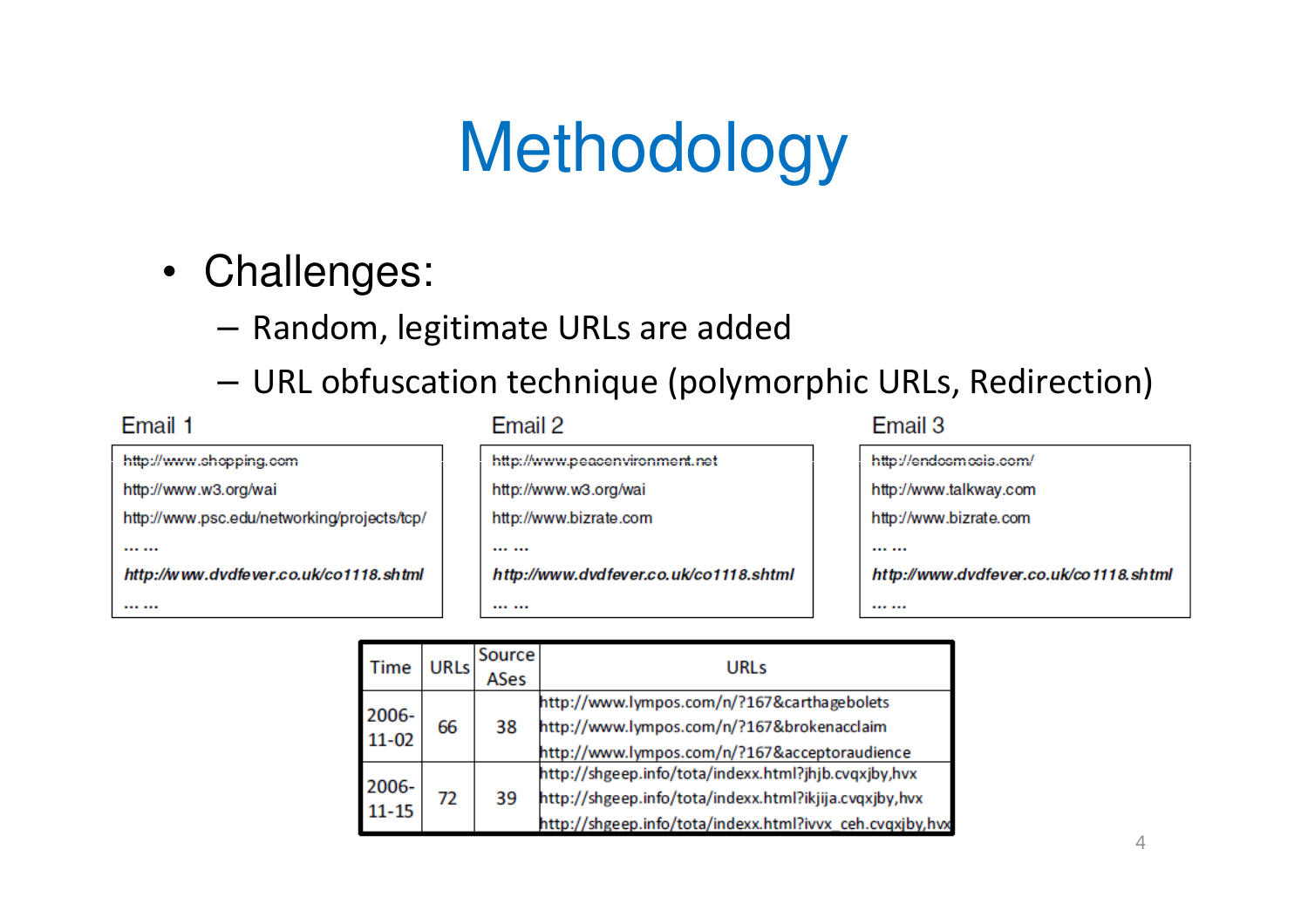# Methodology

- Challenges:
  - Random, legitimate URLs are added
  - URL obfuscation technique (polymorphic URLs, Redirection)

Email 1

| |
|---|
| ~~http://www.shopping.com~~ |
| http://www.w3.org/wai |
| http://www.psc.edu/networking/projects/tcp/ |
| ... ... |
| ***http://www.dvdfever.co.uk/co1118.shtml*** |
| ... ... |

Email 2

| |
|---|
| ~~http://www.peacenvironment.net~~ |
| http://www.w3.org/wai |
| http://www.bizrate.com |
| ... ... |
| ***http://www.dvdfever.co.uk/co1118.shtml*** |
| ... ... |

Email 3

| |
|---|
| ~~http://endosmosis.com/~~ |
| http://www.talkway.com |
| http://www.bizrate.com |
| ... ... |
| ***http://www.dvdfever.co.uk/co1118.shtml*** |
| ... ... |

| Time | URLs | Source ASes | URLs |
|---|---|---|---|
| 2006-11-02 | 66 | 38 | http://www.lympos.com/n/?167&carthagebolets<br>http://www.lympos.com/n/?167&brokenacclaim<br>http://www.lympos.com/n/?167&acceptoraudience |
| 2006-11-15 | 72 | 39 | http://shgeep.info/tota/indexx.html?jhjb.cvqxjby,hvx<br>http://shgeep.info/tota/indexx.html?ikjija.cvqxjby,hvx<br>http://shgeep.info/tota/indexx.html?ivvx_ceh.cvqxjby,hvx |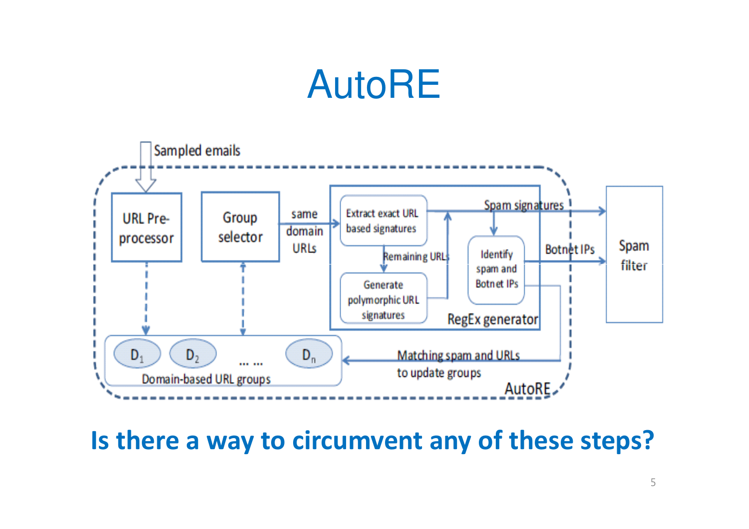# AutoRE

Sampled emails

URL Pre-processor

Group selector

same domain URLs

Extract exact URL based signatures

Remaining URLs

Generate polymorphic URL signatures

Spam signatures

Identify spam and Botnet IPs

Botnet IPs

RegEx generator

Spam filter

$D_1$ $D_2$ ... ... $D_n$

Domain-based URL groups

Matching spam and URLs to update groups

AutoRE

**Is there a way to circumvent any of these steps?**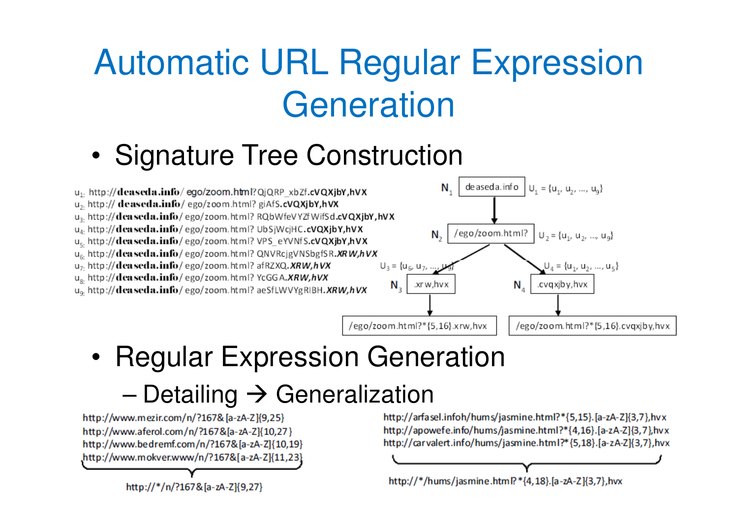# Automatic URL Regular Expression Generation

- Signature Tree Construction

$u_1$: http://**deaseda.info**/ ego/zoom.html? QjQRP_xbZf.**cVQXjbY,hVX**
$u_2$: http:// **deaseda.info**/ ego/zoom.html? giAfS.**cVQXjbY,hVX**
$u_3$: http://**deaseda.info**/ ego/zoom.html? RQbWfeVYZfWifSd.**cVQXjbY,hVX**
$u_4$: http://**deaseda.info**/ ego/zoom.html? UbSjWcjHC.**cVQXjbY,hVX**
$u_5$: http://**deaseda.info**/ ego/zoom.html? VPS_eYVNfS.**cVQXjbY,hVX**
$u_6$: http://**deaseda.info**/ ego/zoom.html? QNVRcjgVNSbgfSR.***XRW,hVX***
$u_7$: http://**deaseda.info**/ ego/zoom.html? afRZXQ.***XRW,hVX***
$u_8$: http://**deaseda.info**/ ego/zoom.html? YcGGA.***XRW,hVX***
$u_9$: http://**deaseda.info**/ ego/zoom.html? aeSfLWVYgRIBH.***XRW,hVX***

$N_1$: deaseda.info — $U_1 = \{u_1, u_2, \ldots, u_9\}$
$N_2$: /ego/zoom.html? — $U_2 = \{u_1, u_2, \ldots, u_9\}$
$N_3$: .xrw,hvx — $U_3 = \{u_6, u_7, \ldots, u_9\}$ → /ego/zoom.html?*{5,16}.xrw,hvx
$N_4$: .cvqxjby,hvx — $U_4 = \{u_1, u_2, \ldots, u_5\}$ → /ego/zoom.html?*{5,16}.cvqxjby,hvx

- Regular Expression Generation
  - Detailing → Generalization

http://www.mezir.com/n/?167&[a-zA-Z]{9,25}
http://www.aferol.com/n/?167&[a-zA-Z]{10,27}
http://www.bedremf.com/n/?167&[a-zA-Z]{10,19}
http://www.mokver.www/n/?167&[a-zA-Z]{11,23}

→ http://*/n/?167&[a-zA-Z]{9,27}

http://arfasel.infoh/hums/jasmine.html?*{5,15}.[a-zA-Z]{3,7},hvx
http://apowefe.info/hums/jasmine.html?*{4,16}.[a-zA-Z]{3,7},hvx
http://carvalert.info/hums/jasmine.html?*{5,18}.[a-zA-Z]{3,7},hvx

→ http://*/hums/jasmine.html?*{4,18}.[a-zA-Z]{3,7},hvx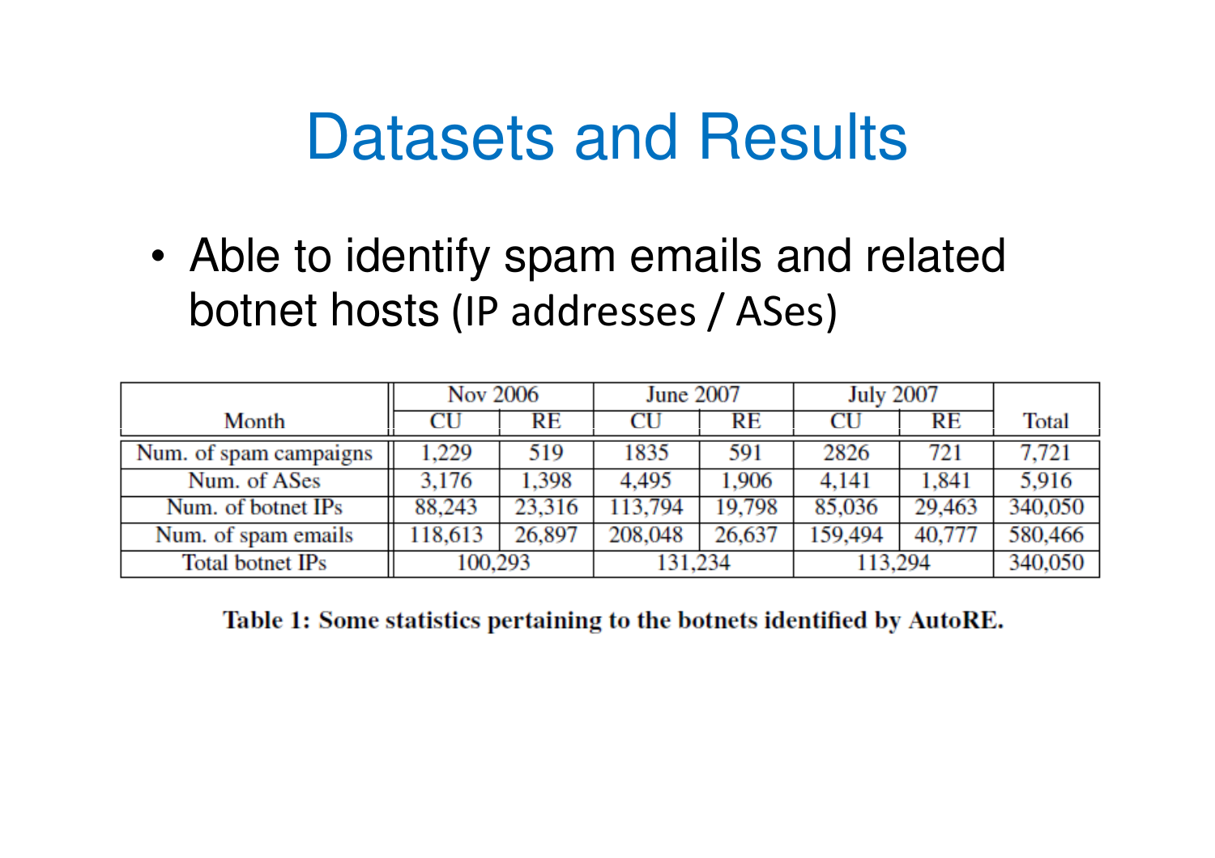# Datasets and Results

- Able to identify spam emails and related botnet hosts (IP addresses / ASes)

| Month | Nov 2006 | | June 2007 | | July 2007 | | Total |
|---|---|---|---|---|---|---|---|
| | CU | RE | CU | RE | CU | RE | |
| Num. of spam campaigns | 1,229 | 519 | 1835 | 591 | 2826 | 721 | 7,721 |
| Num. of ASes | 3,176 | 1,398 | 4,495 | 1,906 | 4,141 | 1,841 | 5,916 |
| Num. of botnet IPs | 88,243 | 23,316 | 113,794 | 19,798 | 85,036 | 29,463 | 340,050 |
| Num. of spam emails | 118,613 | 26,897 | 208,048 | 26,637 | 159,494 | 40,777 | 580,466 |
| Total botnet IPs | 100,293 | | 131,234 | | 113,294 | | 340,050 |

**Table 1: Some statistics pertaining to the botnets identified by AutoRE.**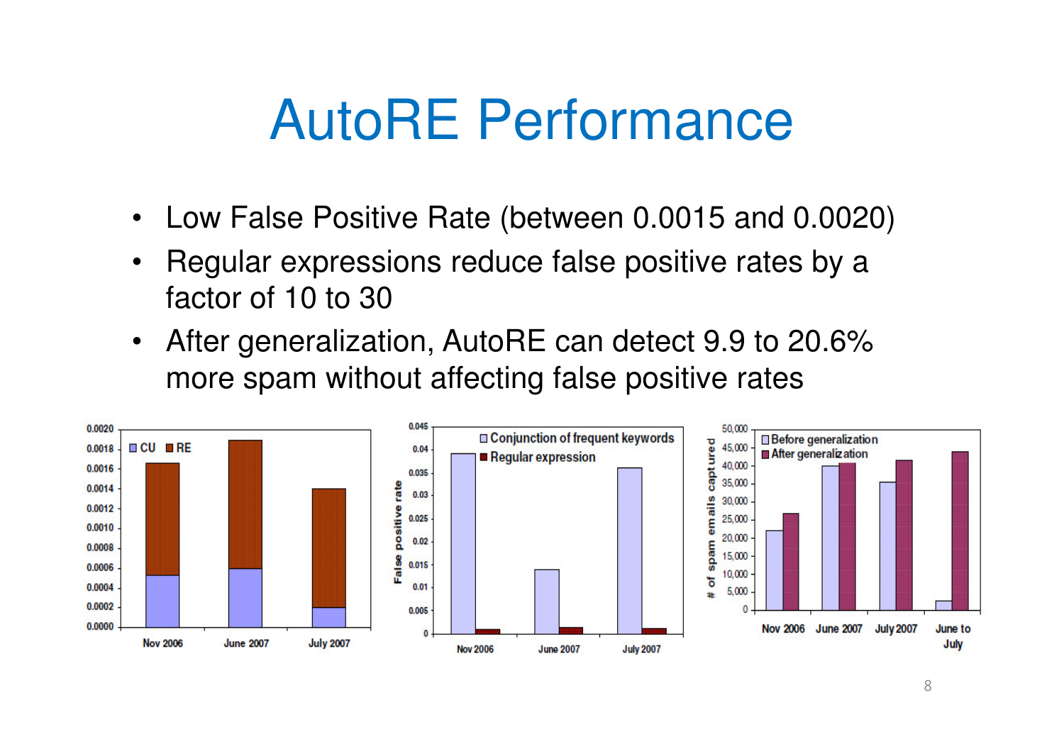# AutoRE Performance

- Low False Positive Rate (between 0.0015 and 0.0020)
- Regular expressions reduce false positive rates by a factor of 10 to 30
- After generalization, AutoRE can detect 9.9 to 20.6% more spam without affecting false positive rates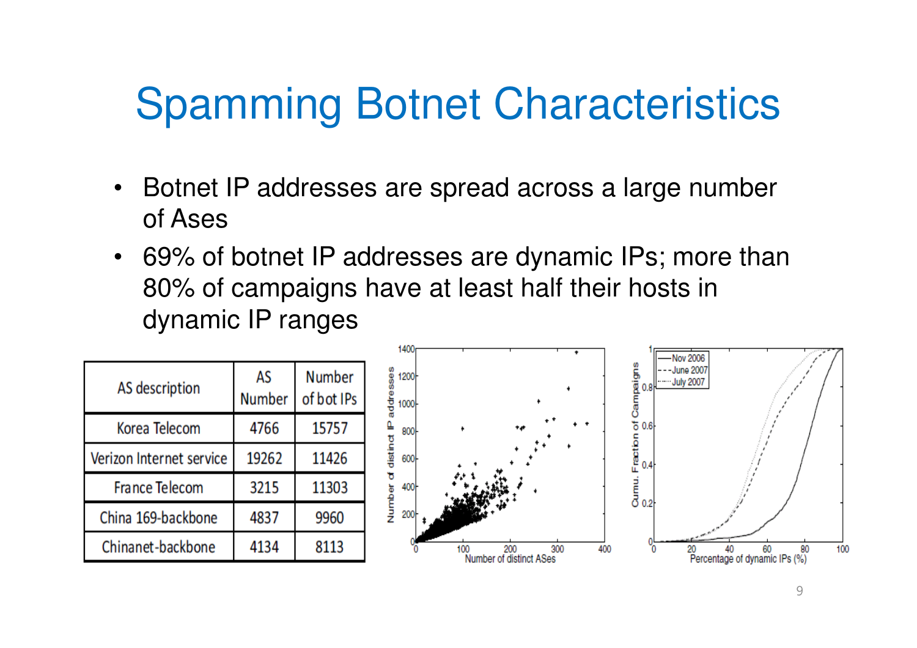# Spamming Botnet Characteristics

- Botnet IP addresses are spread across a large number of Ases
- 69% of botnet IP addresses are dynamic IPs; more than 80% of campaigns have at least half their hosts in dynamic IP ranges

| AS description | AS Number | Number of bot IPs |
|---|---|---|
| Korea Telecom | 4766 | 15757 |
| Verizon Internet service | 19262 | 11426 |
| France Telecom | 3215 | 11303 |
| China 169-backbone | 4837 | 9960 |
| Chinanet-backbone | 4134 | 8113 |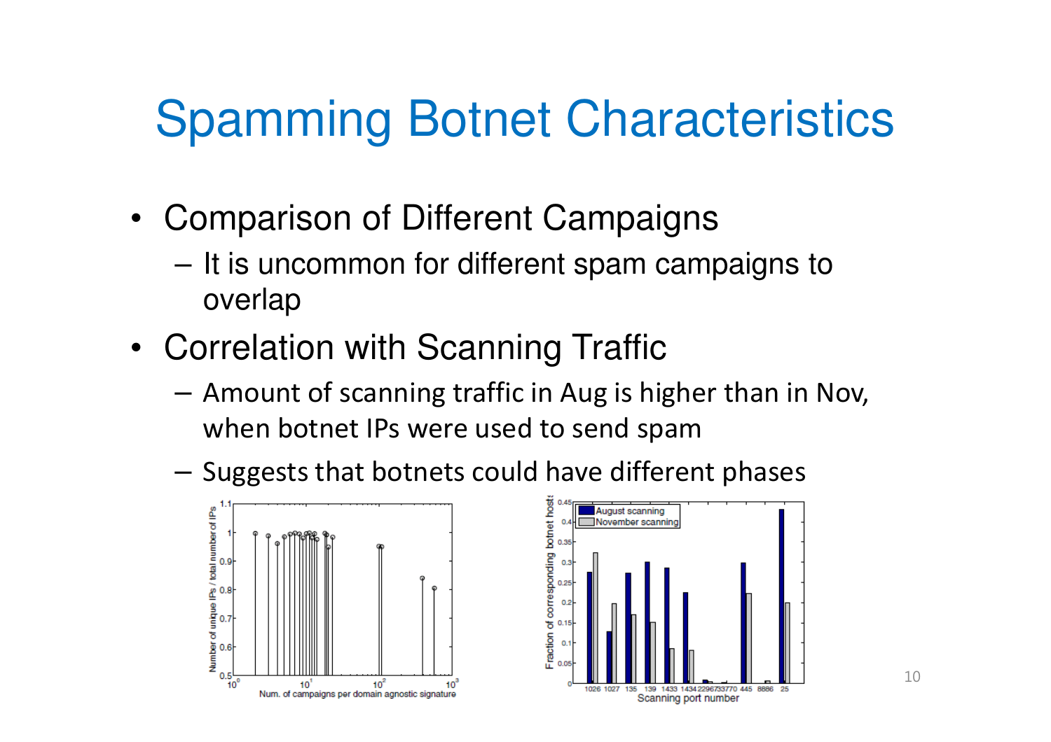# Spamming Botnet Characteristics

- Comparison of Different Campaigns
  - It is uncommon for different spam campaigns to overlap
- Correlation with Scanning Traffic
  - Amount of scanning traffic in Aug is higher than in Nov, when botnet IPs were used to send spam
  - Suggests that botnets could have different phases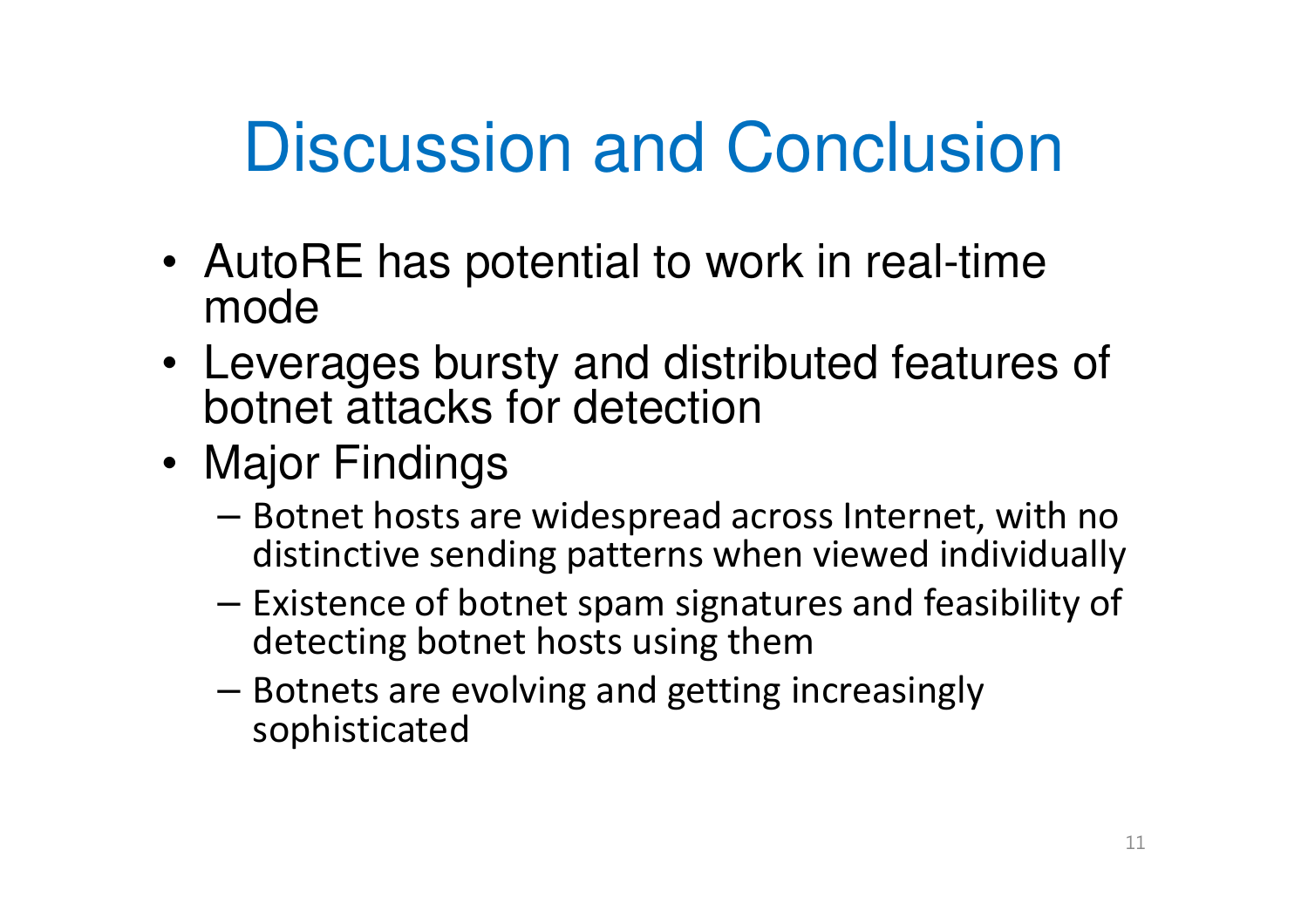# Discussion and Conclusion

- AutoRE has potential to work in real-time mode
- Leverages bursty and distributed features of botnet attacks for detection
- Major Findings
  - Botnet hosts are widespread across Internet, with no distinctive sending patterns when viewed individually
  - Existence of botnet spam signatures and feasibility of detecting botnet hosts using them
  - Botnets are evolving and getting increasingly sophisticated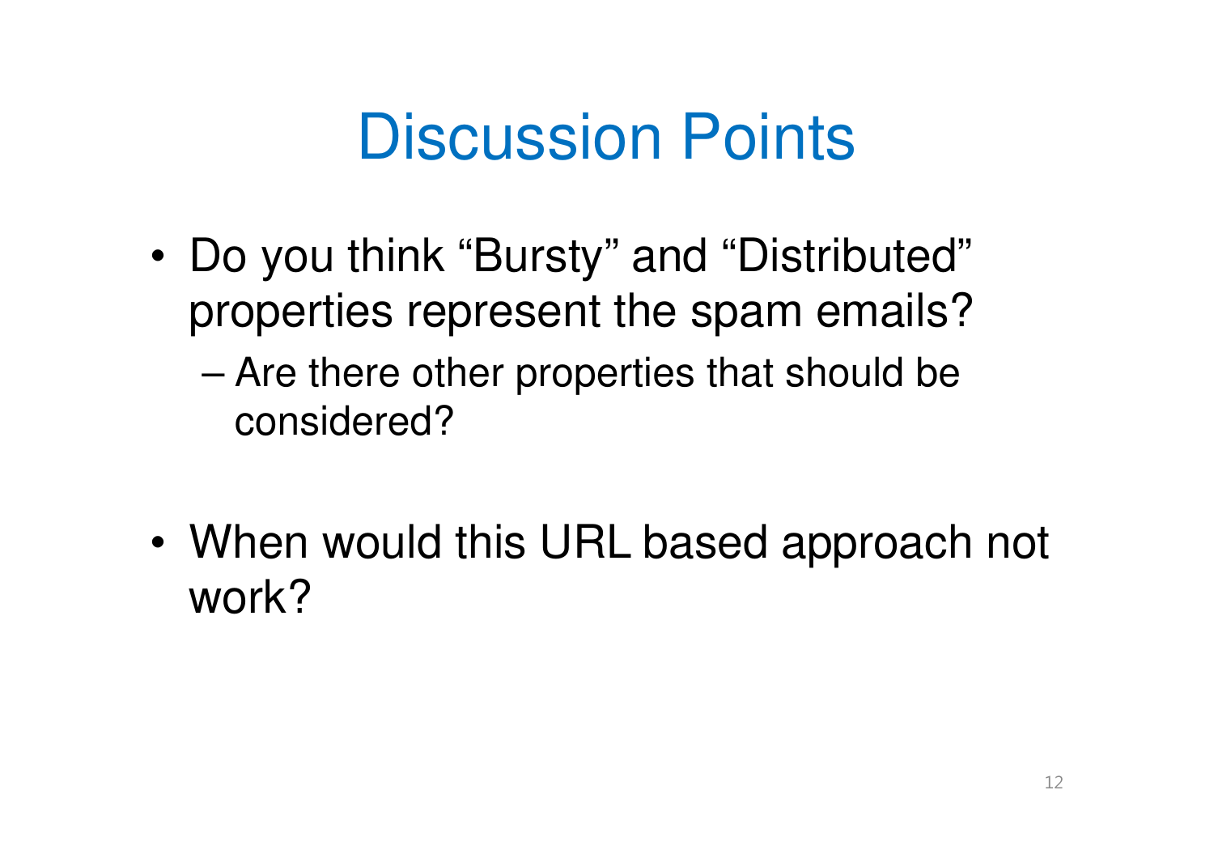# Discussion Points

- Do you think “Bursty” and “Distributed” properties represent the spam emails?
  - Are there other properties that should be considered?

- When would this URL based approach not work?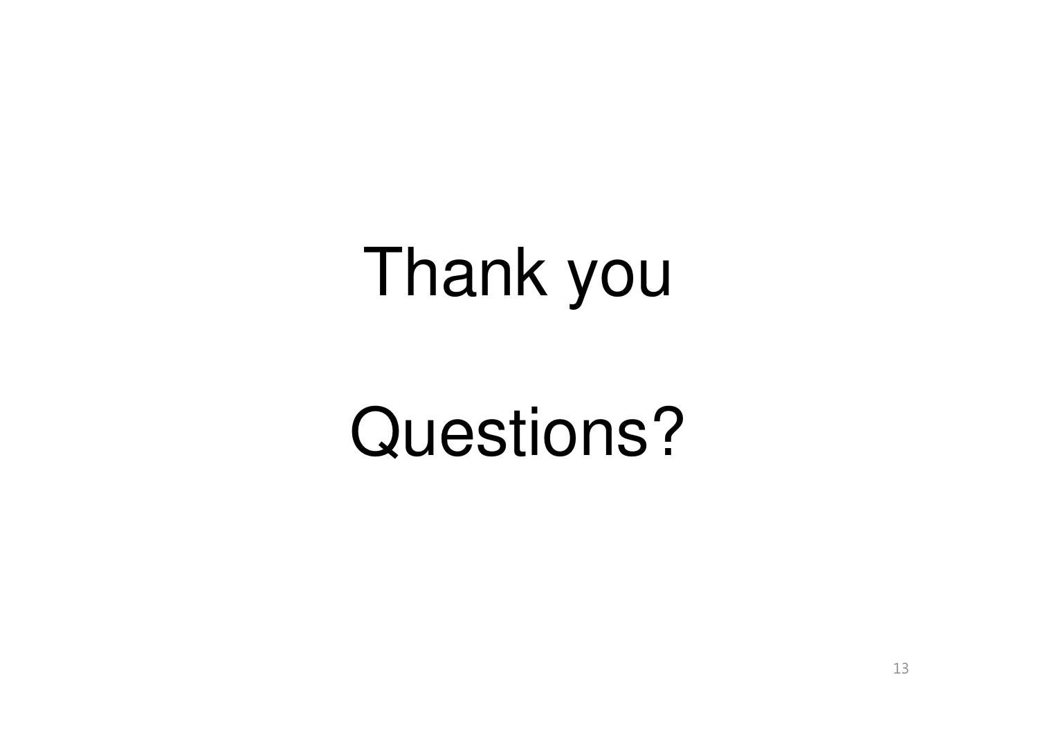Thank you

Questions?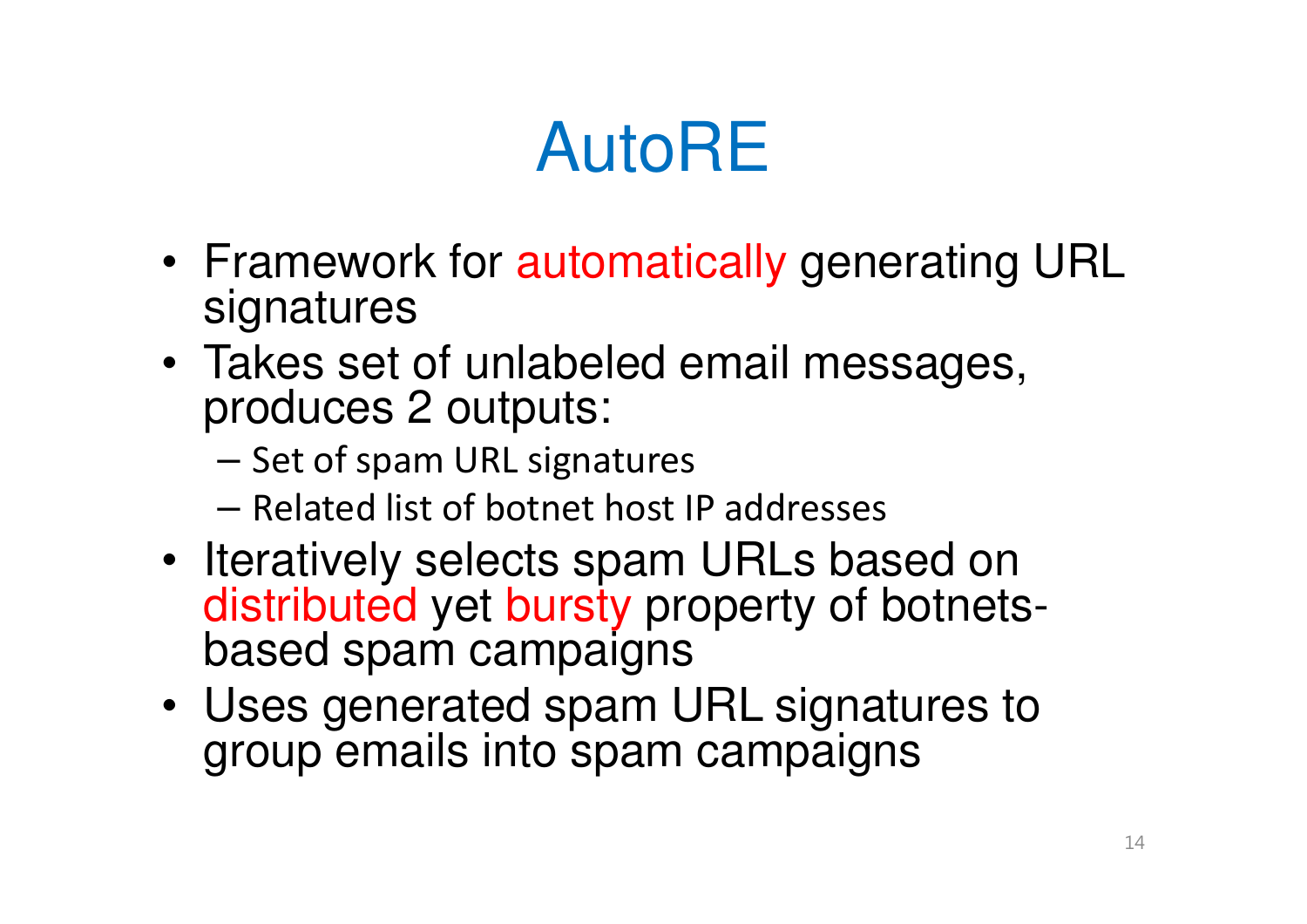# AutoRE

- Framework for automatically generating URL signatures
- Takes set of unlabeled email messages, produces 2 outputs:
  - Set of spam URL signatures
  - Related list of botnet host IP addresses
- Iteratively selects spam URLs based on distributed yet bursty property of botnets-based spam campaigns
- Uses generated spam URL signatures to group emails into spam campaigns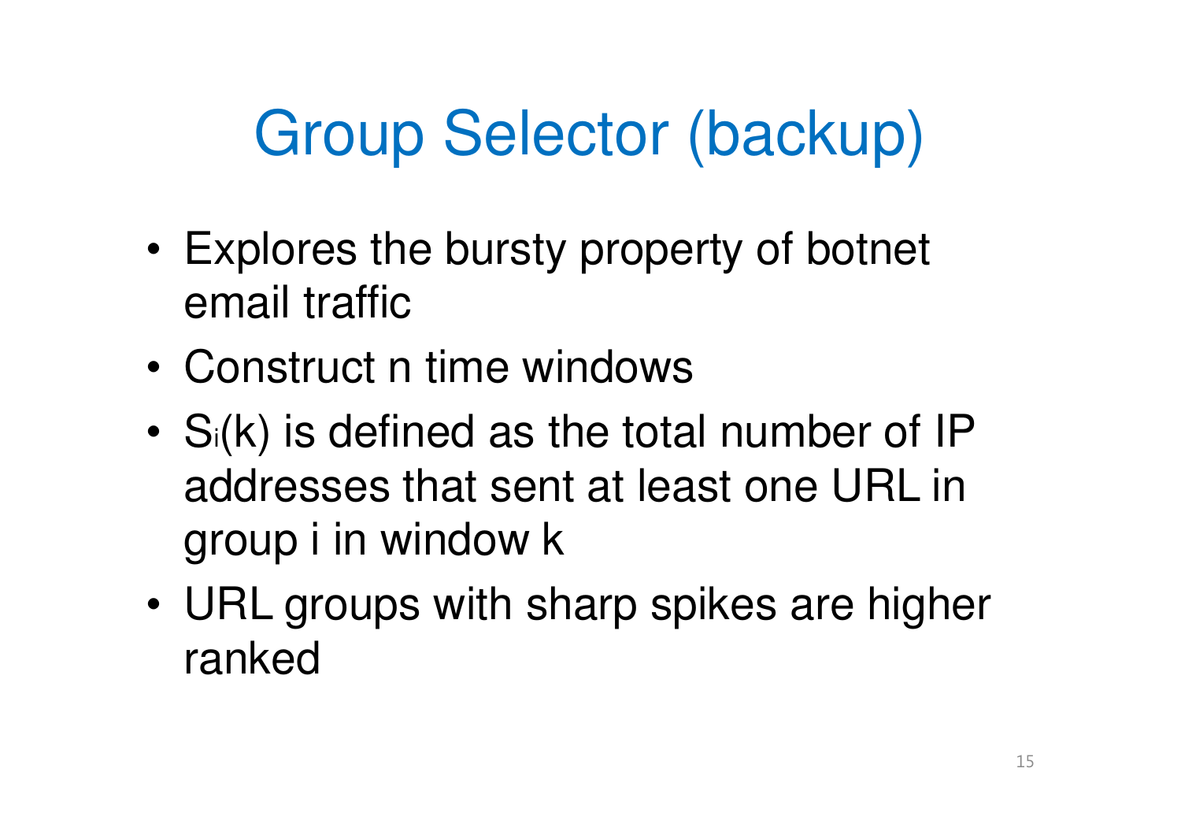# Group Selector (backup)

- Explores the bursty property of botnet email traffic
- Construct n time windows
- $S_i(k)$ is defined as the total number of IP addresses that sent at least one URL in group i in window k
- URL groups with sharp spikes are higher ranked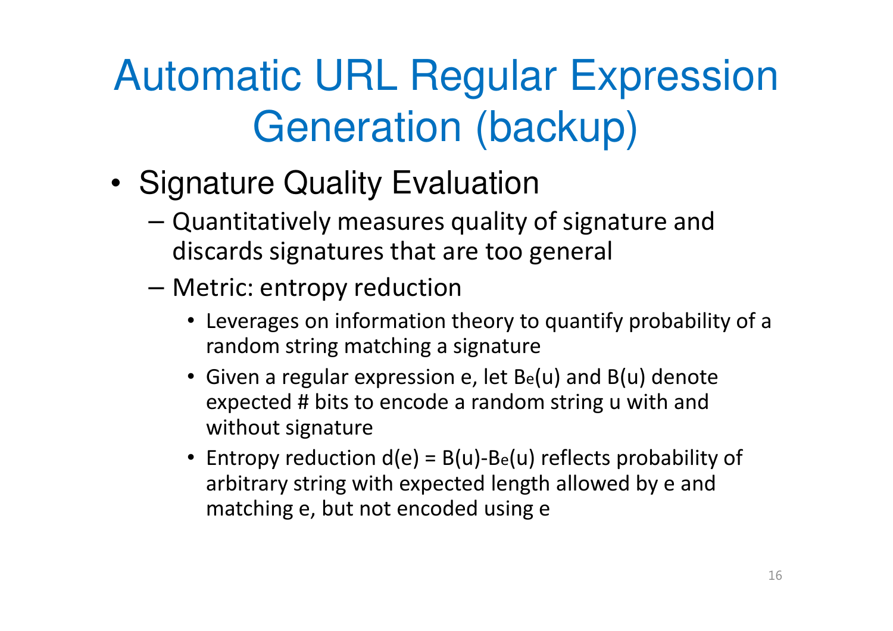# Automatic URL Regular Expression Generation (backup)

- Signature Quality Evaluation
  - Quantitatively measures quality of signature and discards signatures that are too general
  - Metric: entropy reduction
    - Leverages on information theory to quantify probability of a random string matching a signature
    - Given a regular expression e, let $B_e(u)$ and $B(u)$ denote expected # bits to encode a random string u with and without signature
    - Entropy reduction $d(e) = B(u) - B_e(u)$ reflects probability of arbitrary string with expected length allowed by e and matching e, but not encoded using e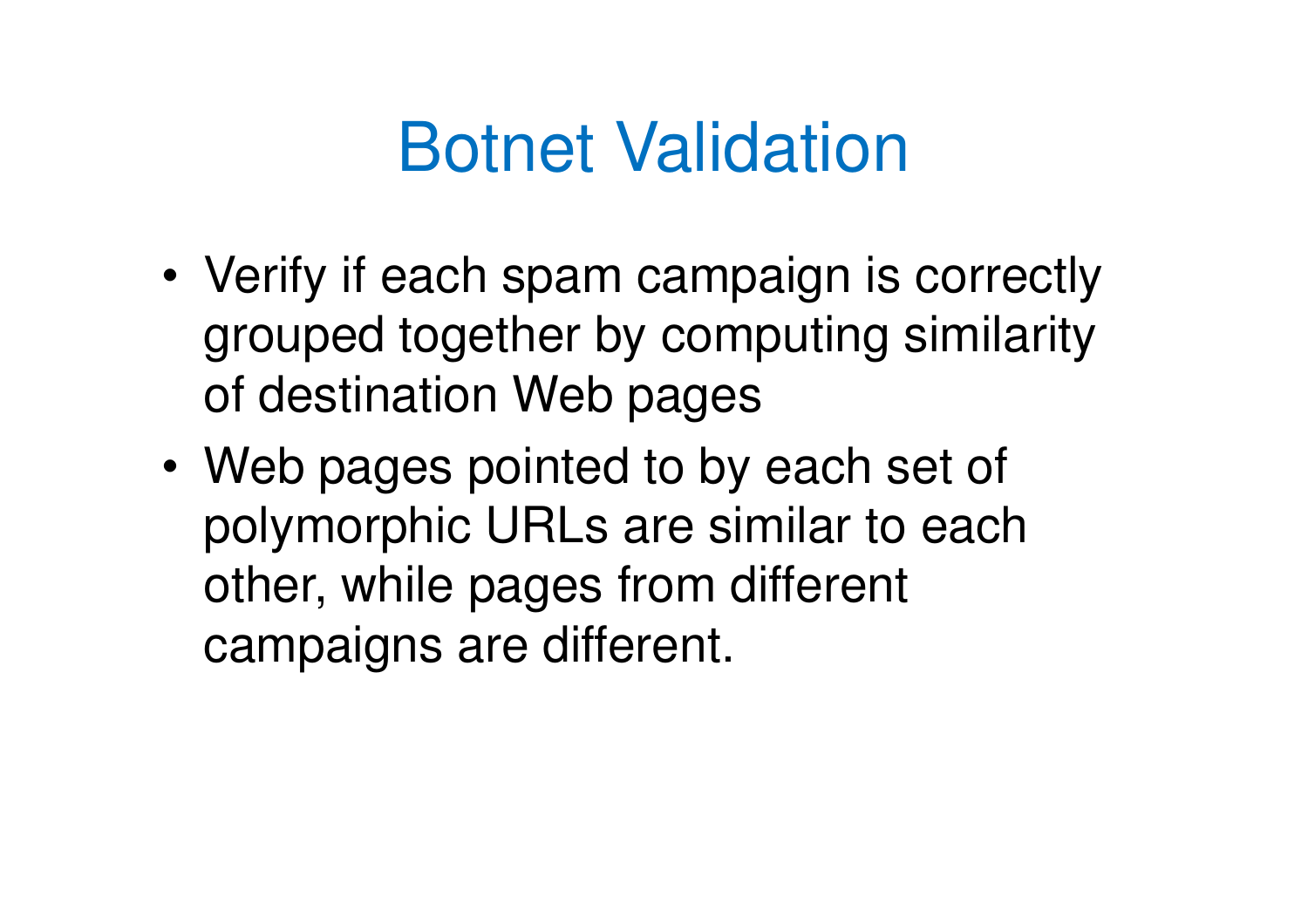# Botnet Validation

- Verify if each spam campaign is correctly grouped together by computing similarity of destination Web pages
- Web pages pointed to by each set of polymorphic URLs are similar to each other, while pages from different campaigns are different.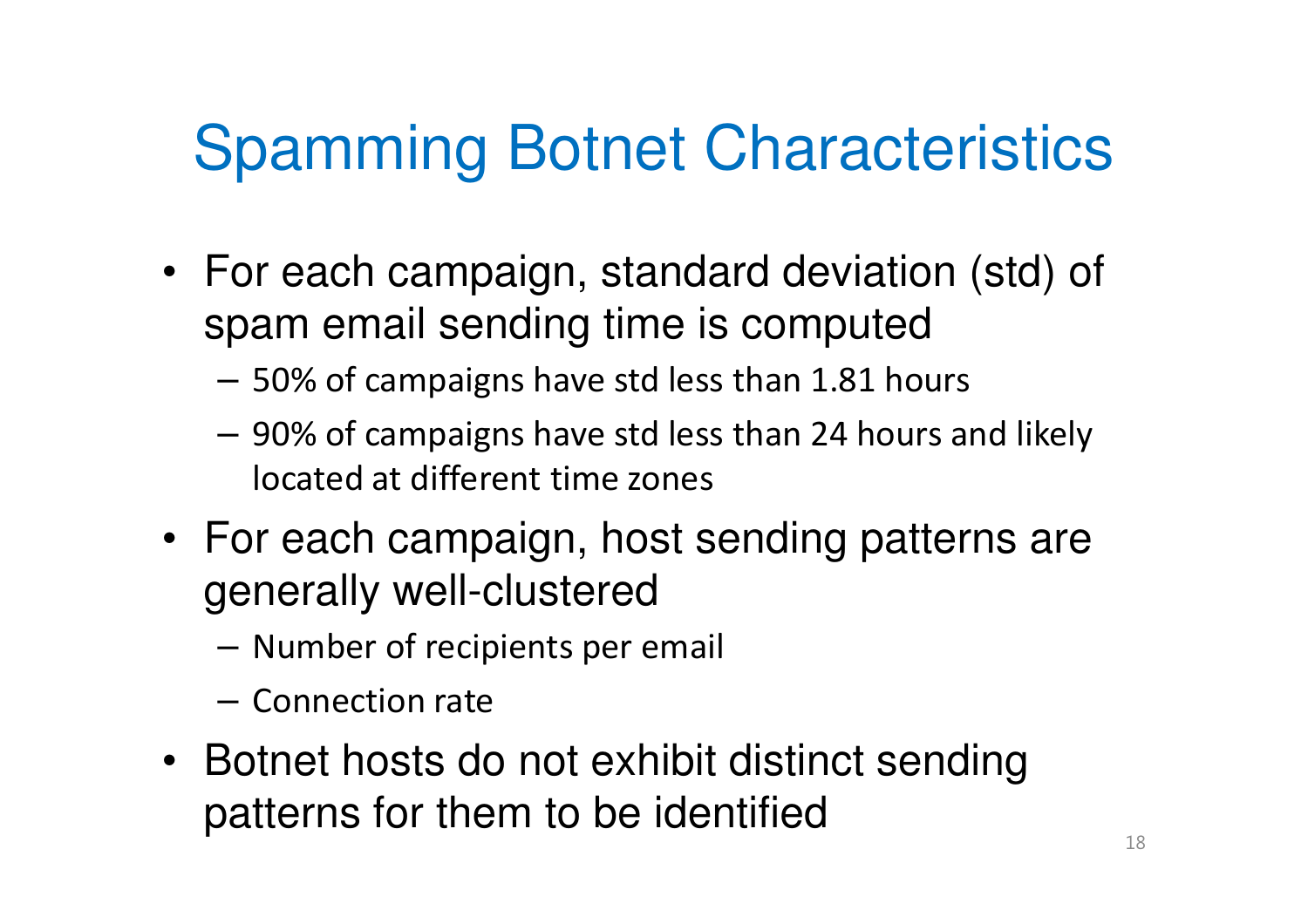# Spamming Botnet Characteristics

- For each campaign, standard deviation (std) of spam email sending time is computed
  - 50% of campaigns have std less than 1.81 hours
  - 90% of campaigns have std less than 24 hours and likely located at different time zones
- For each campaign, host sending patterns are generally well-clustered
  - Number of recipients per email
  - Connection rate
- Botnet hosts do not exhibit distinct sending patterns for them to be identified